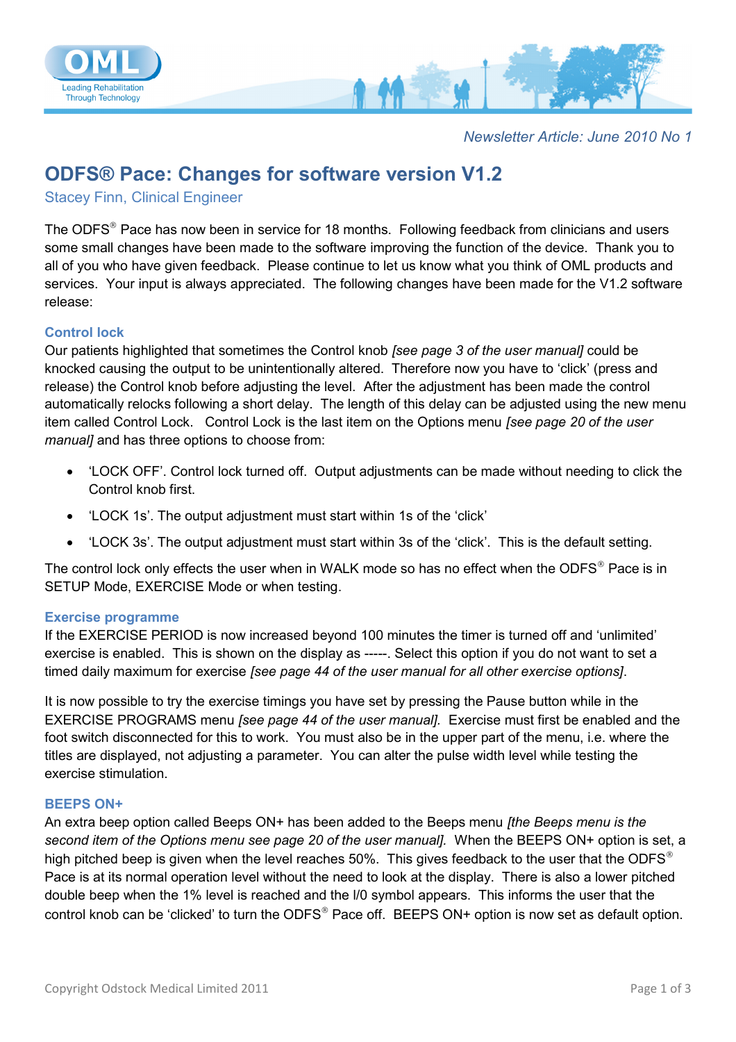*Newsletter Article: June 2010 No 1*

# ODFS® Pace: Changes for software version V1.2

Stacey Finn, Clinical Engineer

The ODFS® Pace has now been in service for 18 months. Following feedback from clinicians and users some small changes have been made to the software improving the function of the device. Thank you to all of you who have given feedback. Please continue to let us know what you think of OML products and services. Your input is always appreciated. The following changes have been made for the V1.2 software release:

### Control lock

Our patients highlighted that sometimes the Control knob *[see page 3 of the user manual]* could be knocked causing the output to be unintentionally altered. Therefore now you have to 'click' (press and release) the Control knob before adjusting the level. After the adjustment has been made the control automatically relocks following a short delay. The length of this delay can be adjusted using the new menu item called Control Lock. Control Lock is the last item on the Options menu *[see page 20 of the user manual]* and has three options to choose from:

- 'LOCK OFF'. Control lock turned off. Output adjustments can be made without needing to click the Control knob first.
- 'LOCK 1s'. The output adjustment must start within 1s of the 'click'
- 'LOCK 3s'. The output adjustment must start within 3s of the 'click'. This is the default setting.

The control lock only effects the user when in WALK mode so has no effect when the ODFS® Pace is in SETUP Mode, EXERCISE Mode or when testing.

### Exercise programme

If the EXERCISE PERIOD is now increased beyond 100 minutes the timer is turned off and 'unlimited' exercise is enabled. This is shown on the display as -----. Select this option if you do not want to set a timed daily maximum for exercise *[see page 44 of the user manual for all other exercise options]*.

It is now possible to try the exercise timings you have set by pressing the Pause button while in the EXERCISE PROGRAMS menu *[see page 44 of the user manual].* Exercise must first be enabled and the foot switch disconnected for this to work. You must also be in the upper part of the menu, i.e. where the titles are displayed, not adjusting a parameter. You can alter the pulse width level while testing the exercise stimulation.

### BEEPS ON+

An extra beep option called Beeps ON+ has been added to the Beeps menu *[the Beeps menu is the second item of the Options menu see page 20 of the user manual].* When the BEEPS ON+ option is set, a high pitched beep is given when the level reaches 50%. This gives feedback to the user that the ODFS® Pace is at its normal operation level without the need to look at the display. There is also a lower pitched double beep when the 1% level is reached and the I/0 symbol appears. This informs the user that the control knob can be 'clicked' to turn the ODFS® Pace off. BEEPS ON+ option is now set as default option.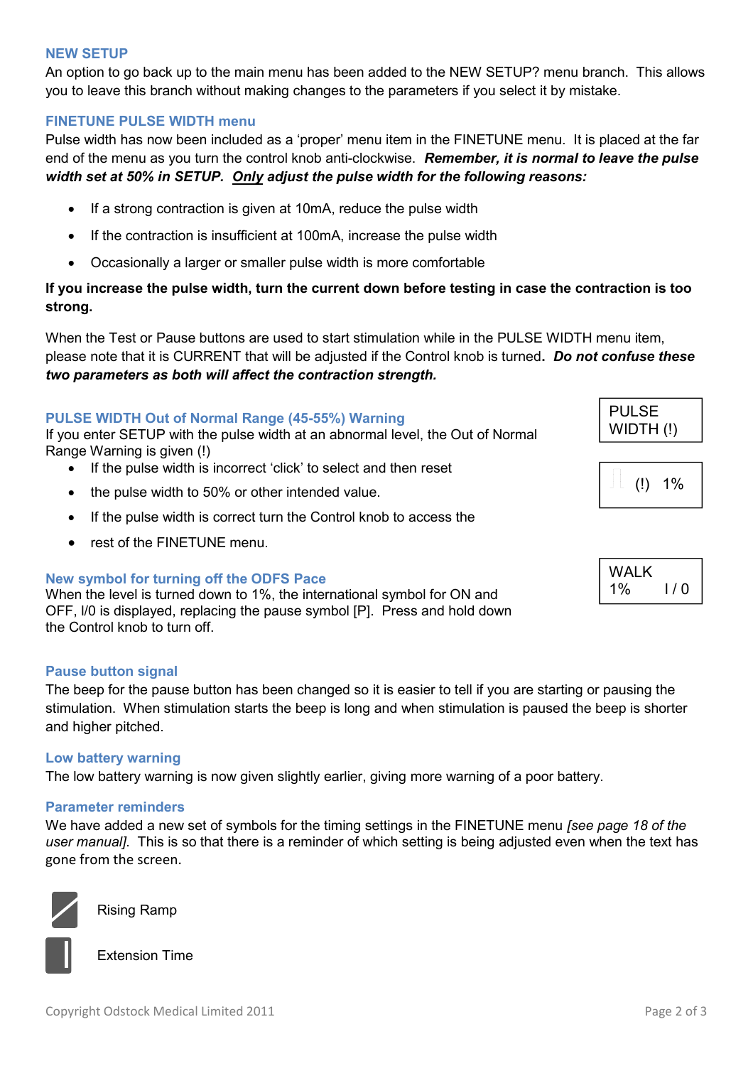## NEW SETUP

An option to go back up to the main menu has been added to the NEW SETUP? menu branch. This allows you to leave this branch without making changes to the parameters if you select it by mistake.

## FINETUNE PULSE WIDTH menu

Pulse width has now been included as a 'proper' menu item in the FINETUNE menu. It is placed at the far end of the menu as you turn the control knob anti-clockwise. ***Remember, it is normal to leave the pulse width set at 50% in SETUP. Only adjust the pulse width for the following reasons:***

- If a strong contraction is given at 10mA, reduce the pulse width
- If the contraction is insufficient at 100mA, increase the pulse width
- Occasionally a larger or smaller pulse width is more comfortable

**If you increase the pulse width, turn the current down before testing in case the contraction is too strong.**

When the Test or Pause buttons are used to start stimulation while in the PULSE WIDTH menu item, please note that it is CURRENT that will be adjusted if the Control knob is turned. ***Do not confuse these two parameters as both will affect the contraction strength.***

## PULSE WIDTH Out of Normal Range (45-55%) Warning

If you enter SETUP with the pulse width at an abnormal level, the Out of Normal Range Warning is given (!)

- If the pulse width is incorrect 'click' to select and then reset
- the pulse width to 50% or other intended value.
- If the pulse width is correct turn the Control knob to access the
- rest of the FINETUNE menu.

```
PULSE
WIDTH (!)
```

```
(!)  1%
```

## New symbol for turning off the ODFS Pace

When the level is turned down to 1%, the international symbol for ON and OFF, I/0 is displayed, replacing the pause symbol [P]. Press and hold down the Control knob to turn off.

```
WALK
1%      I / 0
```

## Pause button signal

The beep for the pause button has been changed so it is easier to tell if you are starting or pausing the stimulation. When stimulation starts the beep is long and when stimulation is paused the beep is shorter and higher pitched.

## Low battery warning

The low battery warning is now given slightly earlier, giving more warning of a poor battery.

## Parameter reminders

We have added a new set of symbols for the timing settings in the FINETUNE menu *[see page 18 of the user manual]*. This is so that there is a reminder of which setting is being adjusted even when the text has gone from the screen.

Rising Ramp

Extension Time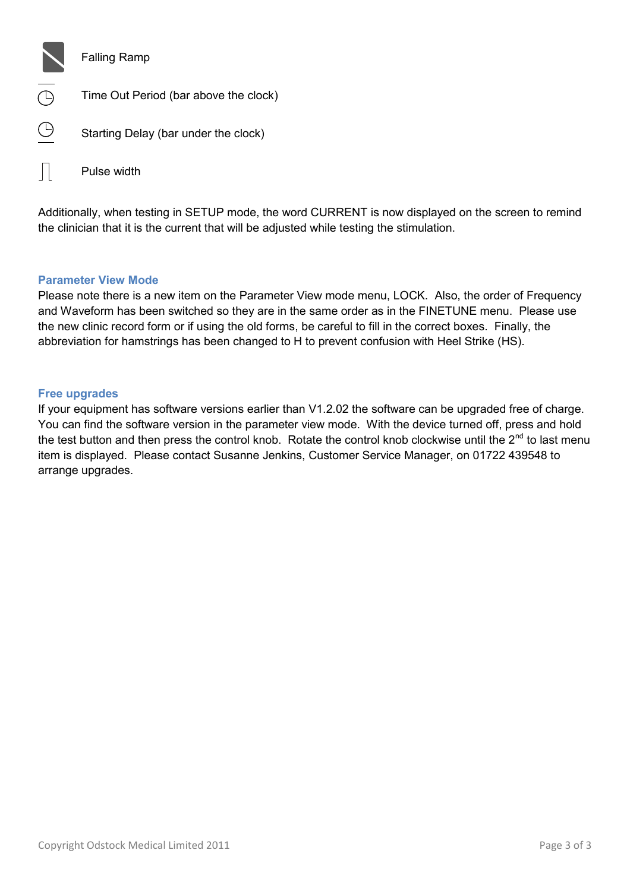Falling Ramp

Time Out Period (bar above the clock)

Starting Delay (bar under the clock)

Pulse width

Additionally, when testing in SETUP mode, the word CURRENT is now displayed on the screen to remind the clinician that it is the current that will be adjusted while testing the stimulation.

## Parameter View Mode

Please note there is a new item on the Parameter View mode menu, LOCK. Also, the order of Frequency and Waveform has been switched so they are in the same order as in the FINETUNE menu. Please use the new clinic record form or if using the old forms, be careful to fill in the correct boxes. Finally, the abbreviation for hamstrings has been changed to H to prevent confusion with Heel Strike (HS).

## Free upgrades

If your equipment has software versions earlier than V1.2.02 the software can be upgraded free of charge. You can find the software version in the parameter view mode. With the device turned off, press and hold the test button and then press the control knob. Rotate the control knob clockwise until the 2nd to last menu item is displayed. Please contact Susanne Jenkins, Customer Service Manager, on 01722 439548 to arrange upgrades.

Copyright Odstock Medical Limited 2011